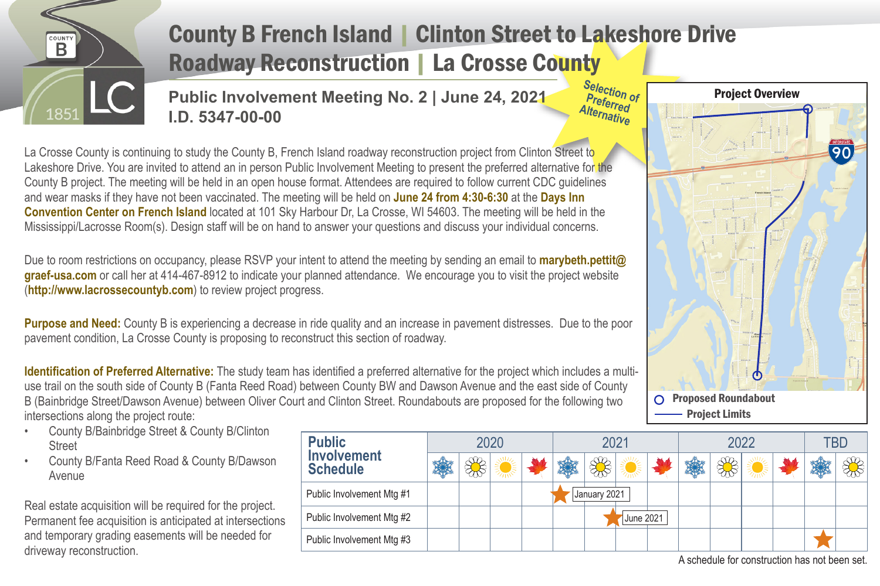# County B French Island | Clinton Street to Lakeshore Drive
# Roadway Reconstruction | La Crosse County

## Public Involvement Meeting No. 2 | June 24, 2021
## I.D. 5347-00-00

*Selection of Preferred Alternative*

La Crosse County is continuing to study the County B, French Island roadway reconstruction project from Clinton Street to Lakeshore Drive. You are invited to attend an in person Public Involvement Meeting to present the preferred alternative for the County B project. The meeting will be held in an open house format. Attendees are required to follow current CDC guidelines and wear masks if they have not been vaccinated. The meeting will be held on **June 24 from 4:30-6:30** at the **Days Inn Convention Center on French Island** located at 101 Sky Harbour Dr, La Crosse, WI 54603. The meeting will be held in the Mississippi/Lacrosse Room(s). Design staff will be on hand to answer your questions and discuss your individual concerns.

Due to room restrictions on occupancy, please RSVP your intent to attend the meeting by sending an email to **marybeth.pettit@graef-usa.com** or call her at 414-467-8912 to indicate your planned attendance. We encourage you to visit the project website (**http://www.lacrossecountyb.com**) to review project progress.

**Purpose and Need:** County B is experiencing a decrease in ride quality and an increase in pavement distresses. Due to the poor pavement condition, La Crosse County is proposing to reconstruct this section of roadway.

**Identification of Preferred Alternative:** The study team has identified a preferred alternative for the project which includes a multi-use trail on the south side of County B (Fanta Reed Road) between County BW and Dawson Avenue and the east side of County B (Bainbridge Street/Dawson Avenue) between Oliver Court and Clinton Street. Roundabouts are proposed for the following two intersections along the project route:

- County B/Bainbridge Street & County B/Clinton Street
- County B/Fanta Reed Road & County B/Dawson Avenue

Real estate acquisition will be required for the project. Permanent fee acquisition is anticipated at intersections and temporary grading easements will be needed for driveway reconstruction.

**Project Overview**

- Proposed Roundabout
- Project Limits

| Public Involvement Schedule | 2020 | | | | 2021 | | | | 2022 | | | | TBD | |
|---|---|---|---|---|---|---|---|---|---|---|---|---|---|---|
| | Winter | Spring | Summer | Fall | Winter | Spring | Summer | Fall | Winter | Spring | Summer | Fall | Winter | Spring |
| Public Involvement Mtg #1 | | | | | ★ January 2021 | | | | | | | | | |
| Public Involvement Mtg #2 | | | | | | | ★ June 2021 | | | | | | | |
| Public Involvement Mtg #3 | | | | | | | | | | | | | ★ | |

A schedule for construction has not been set.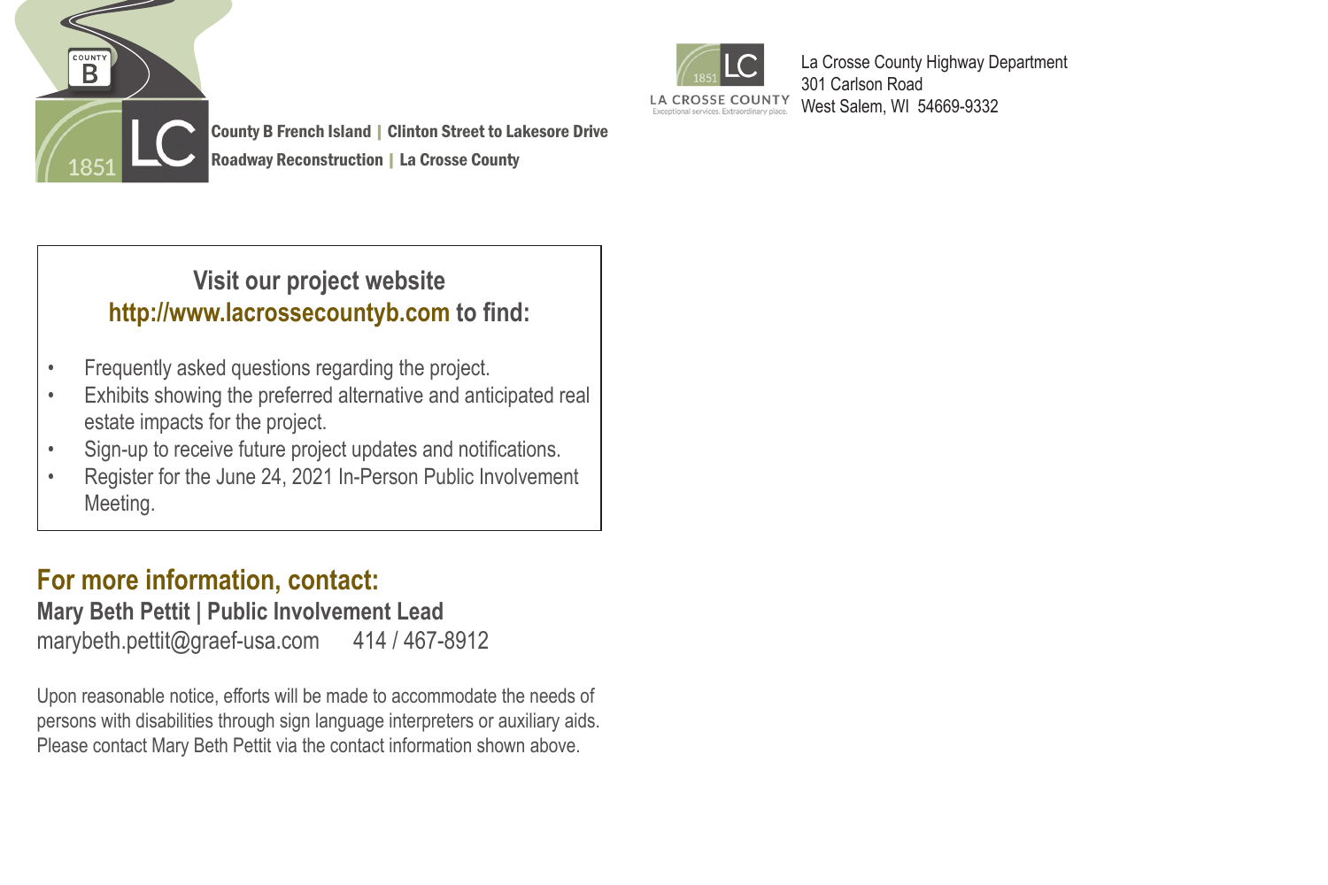County B French Island | Clinton Street to Lakesore Drive
Roadway Reconstruction | La Crosse County

La Crosse County Highway Department
301 Carlson Road
West Salem, WI 54669-9332

## Visit our project website http://www.lacrossecountyb.com to find:

- Frequently asked questions regarding the project.
- Exhibits showing the preferred alternative and anticipated real estate impacts for the project.
- Sign-up to receive future project updates and notifications.
- Register for the June 24, 2021 In-Person Public Involvement Meeting.

## For more information, contact:

**Mary Beth Pettit | Public Involvement Lead**
marybeth.pettit@graef-usa.com 414 / 467-8912

Upon reasonable notice, efforts will be made to accommodate the needs of persons with disabilities through sign language interpreters or auxiliary aids. Please contact Mary Beth Pettit via the contact information shown above.